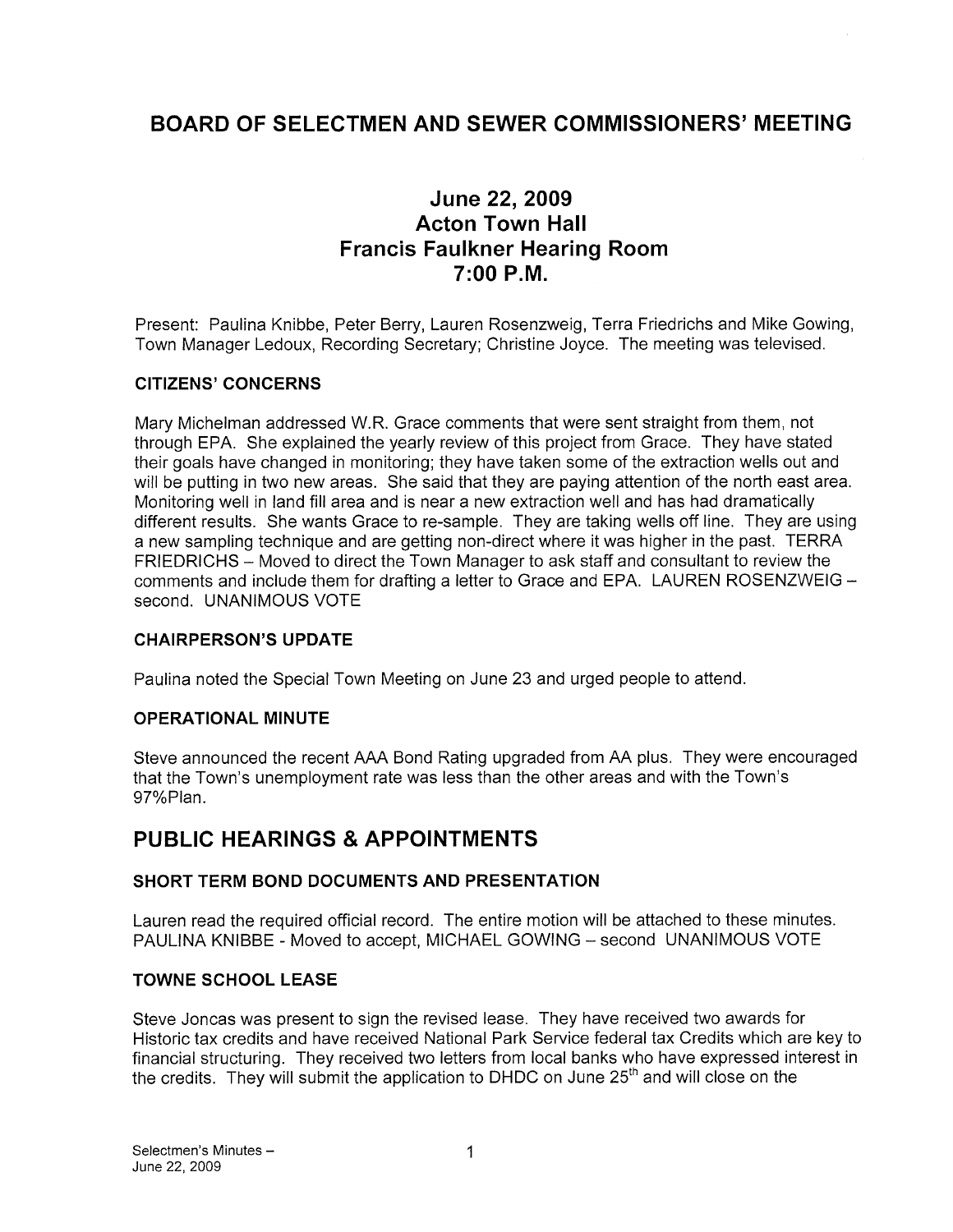# BOARD OF SELECTMEN AND SEWER COMMISSIONERS' MEETING

## June 22, 2009
## Acton Town Hall
## Francis Faulkner Hearing Room
## 7:00 P.M.

Present: Paulina Knibbe, Peter Berry, Lauren Rosenzweig, Terra Friedrichs and Mike Gowing, Town Manager Ledoux, Recording Secretary; Christine Joyce. The meeting was televised.

### CITIZENS' CONCERNS

Mary Michelman addressed W.R. Grace comments that were sent straight from them, not through EPA. She explained the yearly review of this project from Grace. They have stated their goals have changed in monitoring; they have taken some of the extraction wells out and will be putting in two new areas. She said that they are paying attention of the north east area. Monitoring well in land fill area and is near a new extraction well and has had dramatically different results. She wants Grace to re-sample. They are taking wells off line. They are using a new sampling technique and are getting non-direct where it was higher in the past. TERRA FRIEDRICHS – Moved to direct the Town Manager to ask staff and consultant to review the comments and include them for drafting a letter to Grace and EPA. LAUREN ROSENZWEIG – second. UNANIMOUS VOTE

### CHAIRPERSON'S UPDATE

Paulina noted the Special Town Meeting on June 23 and urged people to attend.

### OPERATIONAL MINUTE

Steve announced the recent AAA Bond Rating upgraded from AA plus. They were encouraged that the Town's unemployment rate was less than the other areas and with the Town's 97%Plan.

## PUBLIC HEARINGS & APPOINTMENTS

### SHORT TERM BOND DOCUMENTS AND PRESENTATION

Lauren read the required official record. The entire motion will be attached to these minutes. PAULINA KNIBBE - Moved to accept, MICHAEL GOWING – second UNANIMOUS VOTE

### TOWNE SCHOOL LEASE

Steve Joncas was present to sign the revised lease. They have received two awards for Historic tax credits and have received National Park Service federal tax Credits which are key to financial structuring. They received two letters from local banks who have expressed interest in the credits. They will submit the application to DHDC on June 25th and will close on the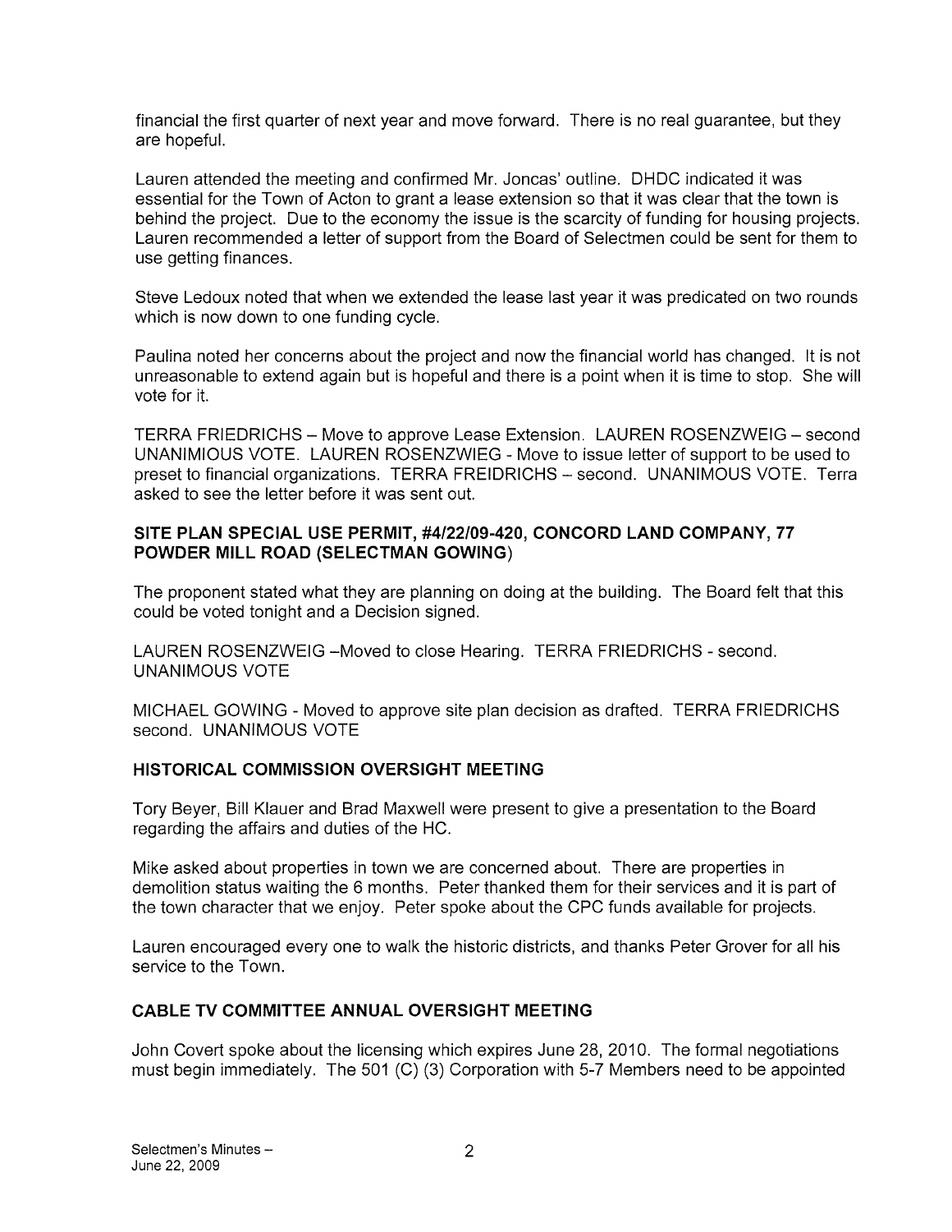financial the first quarter of next year and move forward. There is no real guarantee, but they are hopeful.

Lauren attended the meeting and confirmed Mr. Joncas' outline. DHDC indicated it was essential for the Town of Acton to grant a lease extension so that it was clear that the town is behind the project. Due to the economy the issue is the scarcity of funding for housing projects. Lauren recommended a letter of support from the Board of Selectmen could be sent for them to use getting finances.

Steve Ledoux noted that when we extended the lease last year it was predicated on two rounds which is now down to one funding cycle.

Paulina noted her concerns about the project and now the financial world has changed. It is not unreasonable to extend again but is hopeful and there is a point when it is time to stop. She will vote for it.

TERRA FRIEDRICHS – Move to approve Lease Extension. LAUREN ROSENZWEIG – second UNANIMIOUS VOTE. LAUREN ROSENZWIEG - Move to issue letter of support to be used to preset to financial organizations. TERRA FREIDRICHS – second. UNANIMOUS VOTE. Terra asked to see the letter before it was sent out.

## SITE PLAN SPECIAL USE PERMIT, #4/22/09-420, CONCORD LAND COMPANY, 77 POWDER MILL ROAD (SELECTMAN GOWING)

The proponent stated what they are planning on doing at the building. The Board felt that this could be voted tonight and a Decision signed.

LAUREN ROSENZWEIG –Moved to close Hearing. TERRA FRIEDRICHS - second. UNANIMOUS VOTE

MICHAEL GOWING - Moved to approve site plan decision as drafted. TERRA FRIEDRICHS second. UNANIMOUS VOTE

## HISTORICAL COMMISSION OVERSIGHT MEETING

Tory Beyer, Bill Klauer and Brad Maxwell were present to give a presentation to the Board regarding the affairs and duties of the HC.

Mike asked about properties in town we are concerned about. There are properties in demolition status waiting the 6 months. Peter thanked them for their services and it is part of the town character that we enjoy. Peter spoke about the CPC funds available for projects.

Lauren encouraged every one to walk the historic districts, and thanks Peter Grover for all his service to the Town.

## CABLE TV COMMITTEE ANNUAL OVERSIGHT MEETING

John Covert spoke about the licensing which expires June 28, 2010. The formal negotiations must begin immediately. The 501 (C) (3) Corporation with 5-7 Members need to be appointed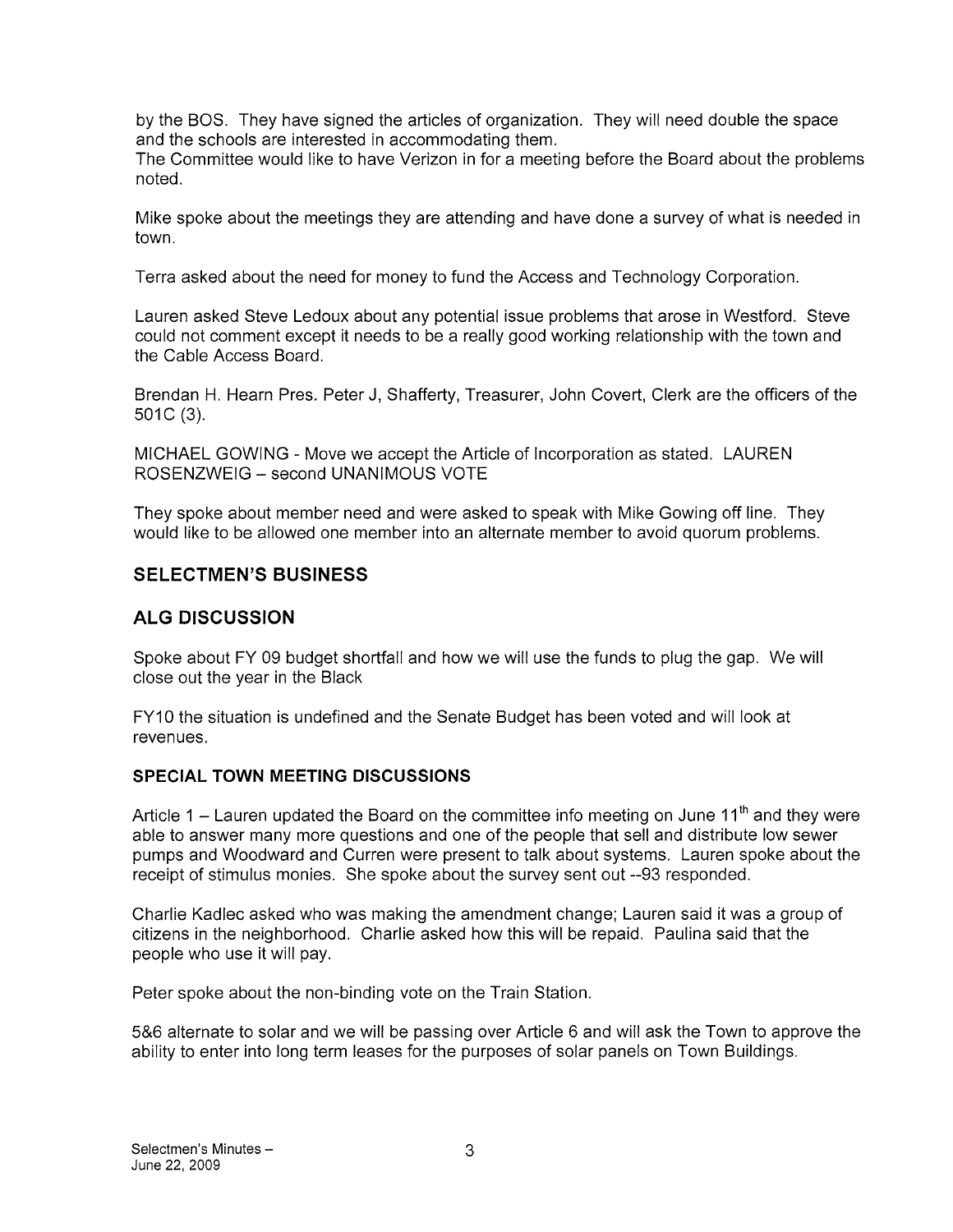by the BOS. They have signed the articles of organization. They will need double the space and the schools are interested in accommodating them.

The Committee would like to have Verizon in for a meeting before the Board about the problems noted.

Mike spoke about the meetings they are attending and have done a survey of what is needed in town.

Terra asked about the need for money to fund the Access and Technology Corporation.

Lauren asked Steve Ledoux about any potential issue problems that arose in Westford. Steve could not comment except it needs to be a really good working relationship with the town and the Cable Access Board.

Brendan H. Hearn Pres. Peter J, Shafferty, Treasurer, John Covert, Clerk are the officers of the 501C (3).

MICHAEL GOWING - Move we accept the Article of Incorporation as stated. LAUREN ROSENZWEIG – second UNANIMOUS VOTE

They spoke about member need and were asked to speak with Mike Gowing off line. They would like to be allowed one member into an alternate member to avoid quorum problems.

## SELECTMEN'S BUSINESS

## ALG DISCUSSION

Spoke about FY 09 budget shortfall and how we will use the funds to plug the gap. We will close out the year in the Black

FY10 the situation is undefined and the Senate Budget has been voted and will look at revenues.

### SPECIAL TOWN MEETING DISCUSSIONS

Article 1 – Lauren updated the Board on the committee info meeting on June 11th and they were able to answer many more questions and one of the people that sell and distribute low sewer pumps and Woodward and Curren were present to talk about systems. Lauren spoke about the receipt of stimulus monies. She spoke about the survey sent out --93 responded.

Charlie Kadlec asked who was making the amendment change; Lauren said it was a group of citizens in the neighborhood. Charlie asked how this will be repaid. Paulina said that the people who use it will pay.

Peter spoke about the non-binding vote on the Train Station.

5&6 alternate to solar and we will be passing over Article 6 and will ask the Town to approve the ability to enter into long term leases for the purposes of solar panels on Town Buildings.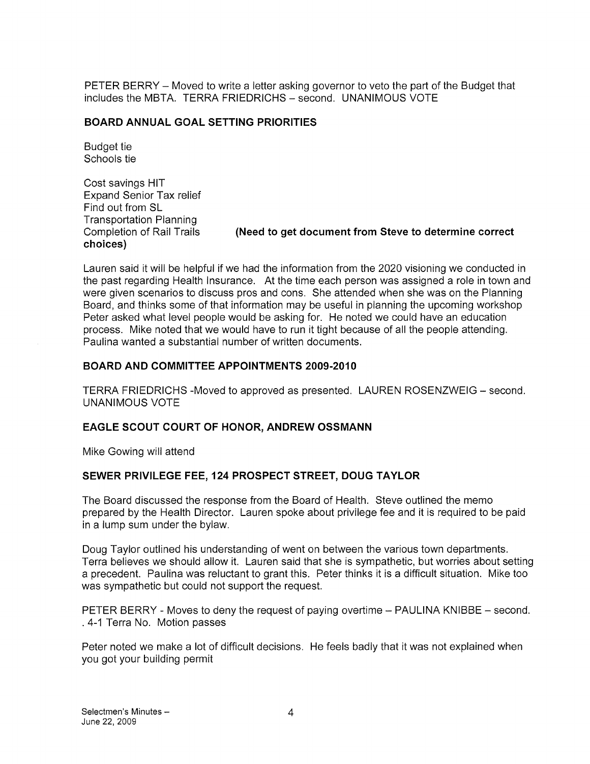PETER BERRY – Moved to write a letter asking governor to veto the part of the Budget that includes the MBTA. TERRA FRIEDRICHS – second. UNANIMOUS VOTE

## BOARD ANNUAL GOAL SETTING PRIORITIES

Budget tie
Schools tie

Cost savings HIT
Expand Senior Tax relief
Find out from SL
Transportation Planning
Completion of Rail Trails **(Need to get document from Steve to determine correct choices)**

Lauren said it will be helpful if we had the information from the 2020 visioning we conducted in the past regarding Health Insurance. At the time each person was assigned a role in town and were given scenarios to discuss pros and cons. She attended when she was on the Planning Board, and thinks some of that information may be useful in planning the upcoming workshop Peter asked what level people would be asking for. He noted we could have an education process. Mike noted that we would have to run it tight because of all the people attending. Paulina wanted a substantial number of written documents.

## BOARD AND COMMITTEE APPOINTMENTS 2009-2010

TERRA FRIEDRICHS -Moved to approved as presented. LAUREN ROSENZWEIG – second. UNANIMOUS VOTE

## EAGLE SCOUT COURT OF HONOR, ANDREW OSSMANN

Mike Gowing will attend

## SEWER PRIVILEGE FEE, 124 PROSPECT STREET, DOUG TAYLOR

The Board discussed the response from the Board of Health. Steve outlined the memo prepared by the Health Director. Lauren spoke about privilege fee and it is required to be paid in a lump sum under the bylaw.

Doug Taylor outlined his understanding of went on between the various town departments. Terra believes we should allow it. Lauren said that she is sympathetic, but worries about setting a precedent. Paulina was reluctant to grant this. Peter thinks it is a difficult situation. Mike too was sympathetic but could not support the request.

PETER BERRY - Moves to deny the request of paying overtime – PAULINA KNIBBE – second. . 4-1 Terra No. Motion passes

Peter noted we make a lot of difficult decisions. He feels badly that it was not explained when you got your building permit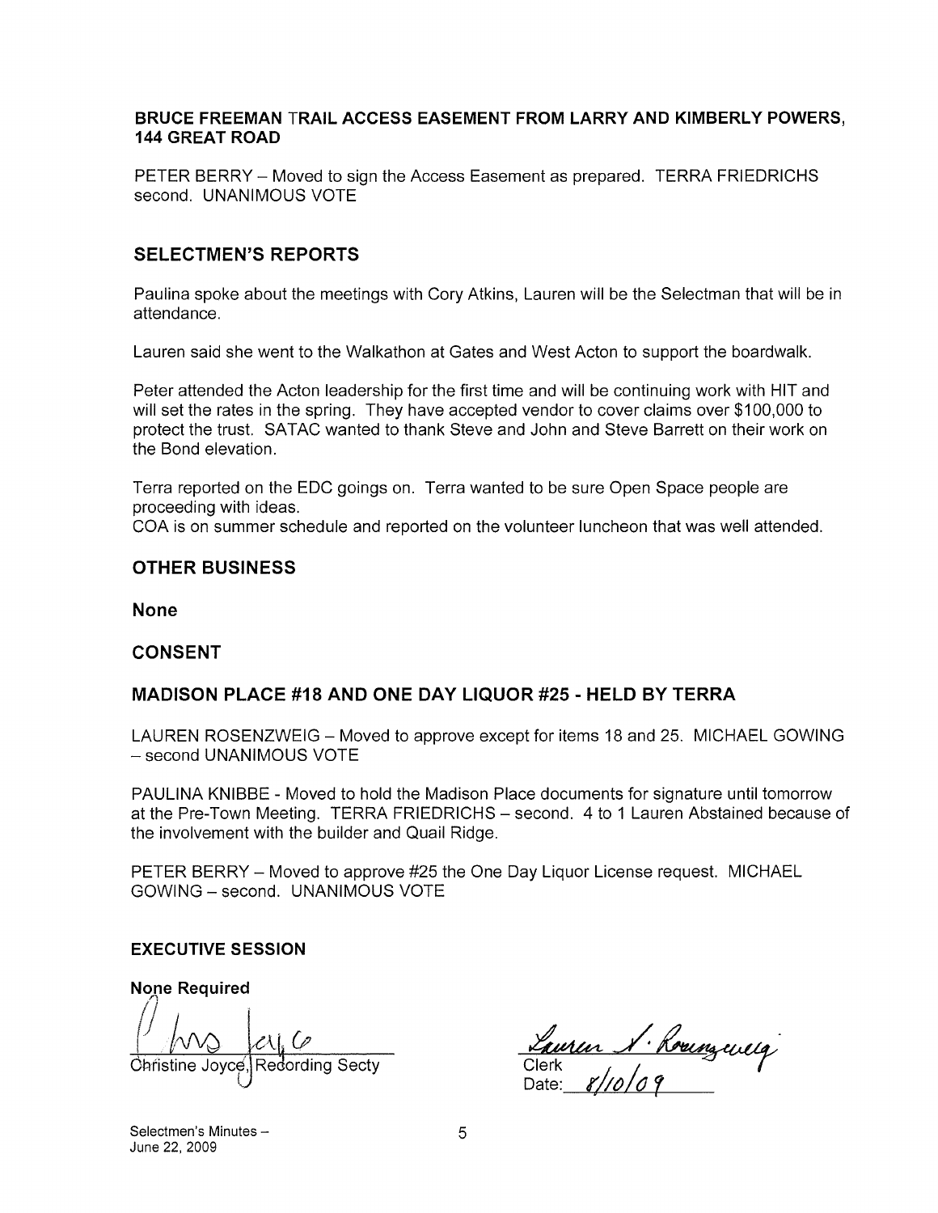**BRUCE FREEMAN TRAIL ACCESS EASEMENT FROM LARRY AND KIMBERLY POWERS, 144 GREAT ROAD**

PETER BERRY – Moved to sign the Access Easement as prepared. TERRA FRIEDRICHS second. UNANIMOUS VOTE

## SELECTMEN'S REPORTS

Paulina spoke about the meetings with Cory Atkins, Lauren will be the Selectman that will be in attendance.

Lauren said she went to the Walkathon at Gates and West Acton to support the boardwalk.

Peter attended the Acton leadership for the first time and will be continuing work with HIT and will set the rates in the spring. They have accepted vendor to cover claims over $100,000 to protect the trust. SATAC wanted to thank Steve and John and Steve Barrett on their work on the Bond elevation.

Terra reported on the EDC goings on. Terra wanted to be sure Open Space people are proceeding with ideas.
COA is on summer schedule and reported on the volunteer luncheon that was well attended.

## OTHER BUSINESS

**None**

## CONSENT

## MADISON PLACE #18 AND ONE DAY LIQUOR #25 - HELD BY TERRA

LAUREN ROSENZWEIG – Moved to approve except for items 18 and 25. MICHAEL GOWING – second UNANIMOUS VOTE

PAULINA KNIBBE - Moved to hold the Madison Place documents for signature until tomorrow at the Pre-Town Meeting. TERRA FRIEDRICHS – second. 4 to 1 Lauren Abstained because of the involvement with the builder and Quail Ridge.

PETER BERRY – Moved to approve #25 the One Day Liquor License request. MICHAEL GOWING – second. UNANIMOUS VOTE

**EXECUTIVE SESSION**

**None Required**

Christine Joyce, Recording Secty

Lauren S. Rosenzweig
Clerk
Date: 8/10/09

Selectmen's Minutes – June 22, 2009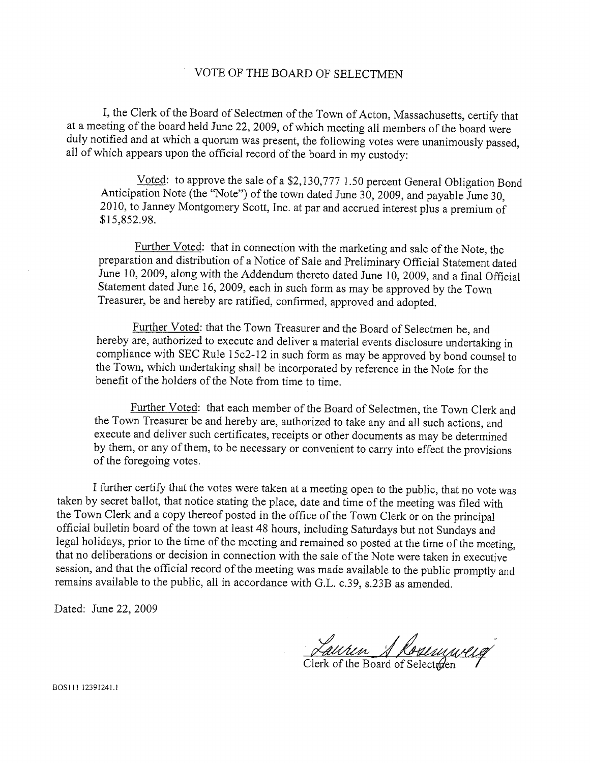# VOTE OF THE BOARD OF SELECTMEN

I, the Clerk of the Board of Selectmen of the Town of Acton, Massachusetts, certify that at a meeting of the board held June 22, 2009, of which meeting all members of the board were duly notified and at which a quorum was present, the following votes were unanimously passed, all of which appears upon the official record of the board in my custody:

Voted: to approve the sale of a $2,130,777 1.50 percent General Obligation Bond Anticipation Note (the "Note") of the town dated June 30, 2009, and payable June 30, 2010, to Janney Montgomery Scott, Inc. at par and accrued interest plus a premium of $15,852.98.

Further Voted: that in connection with the marketing and sale of the Note, the preparation and distribution of a Notice of Sale and Preliminary Official Statement dated June 10, 2009, along with the Addendum thereto dated June 10, 2009, and a final Official Statement dated June 16, 2009, each in such form as may be approved by the Town Treasurer, be and hereby are ratified, confirmed, approved and adopted.

Further Voted: that the Town Treasurer and the Board of Selectmen be, and hereby are, authorized to execute and deliver a material events disclosure undertaking in compliance with SEC Rule 15c2-12 in such form as may be approved by bond counsel to the Town, which undertaking shall be incorporated by reference in the Note for the benefit of the holders of the Note from time to time.

Further Voted: that each member of the Board of Selectmen, the Town Clerk and the Town Treasurer be and hereby are, authorized to take any and all such actions, and execute and deliver such certificates, receipts or other documents as may be determined by them, or any of them, to be necessary or convenient to carry into effect the provisions of the foregoing votes.

I further certify that the votes were taken at a meeting open to the public, that no vote was taken by secret ballot, that notice stating the place, date and time of the meeting was filed with the Town Clerk and a copy thereof posted in the office of the Town Clerk or on the principal official bulletin board of the town at least 48 hours, including Saturdays but not Sundays and legal holidays, prior to the time of the meeting and remained so posted at the time of the meeting, that no deliberations or decision in connection with the sale of the Note were taken in executive session, and that the official record of the meeting was made available to the public promptly and remains available to the public, all in accordance with G.L. c.39, s.23B as amended.

Dated: June 22, 2009

Lauren A Rosenzweig
Clerk of the Board of Selectmen

BOS111 12391241.1